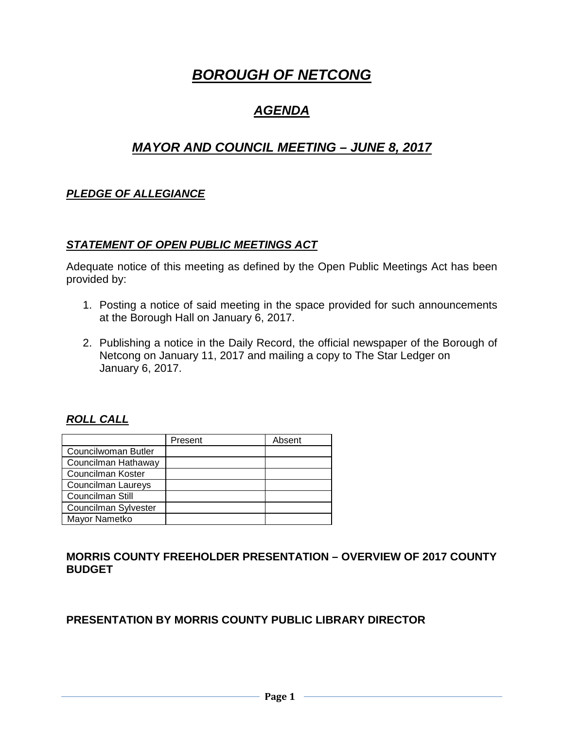# ***BOROUGH OF NETCONG***

## ***AGENDA***

## ***MAYOR AND COUNCIL MEETING – JUNE 8, 2017***

### ***PLEDGE OF ALLEGIANCE***

### ***STATEMENT OF OPEN PUBLIC MEETINGS ACT***

Adequate notice of this meeting as defined by the Open Public Meetings Act has been provided by:

1. Posting a notice of said meeting in the space provided for such announcements at the Borough Hall on January 6, 2017.

2. Publishing a notice in the Daily Record, the official newspaper of the Borough of Netcong on January 11, 2017 and mailing a copy to The Star Ledger on January 6, 2017.

### ***ROLL CALL***

| | Present | Absent |
|---|---|---|
| Councilwoman Butler | | |
| Councilman Hathaway | | |
| Councilman Koster | | |
| Councilman Laureys | | |
| Councilman Still | | |
| Councilman Sylvester | | |
| Mayor Nametko | | |

**MORRIS COUNTY FREEHOLDER PRESENTATION – OVERVIEW OF 2017 COUNTY BUDGET**

**PRESENTATION BY MORRIS COUNTY PUBLIC LIBRARY DIRECTOR**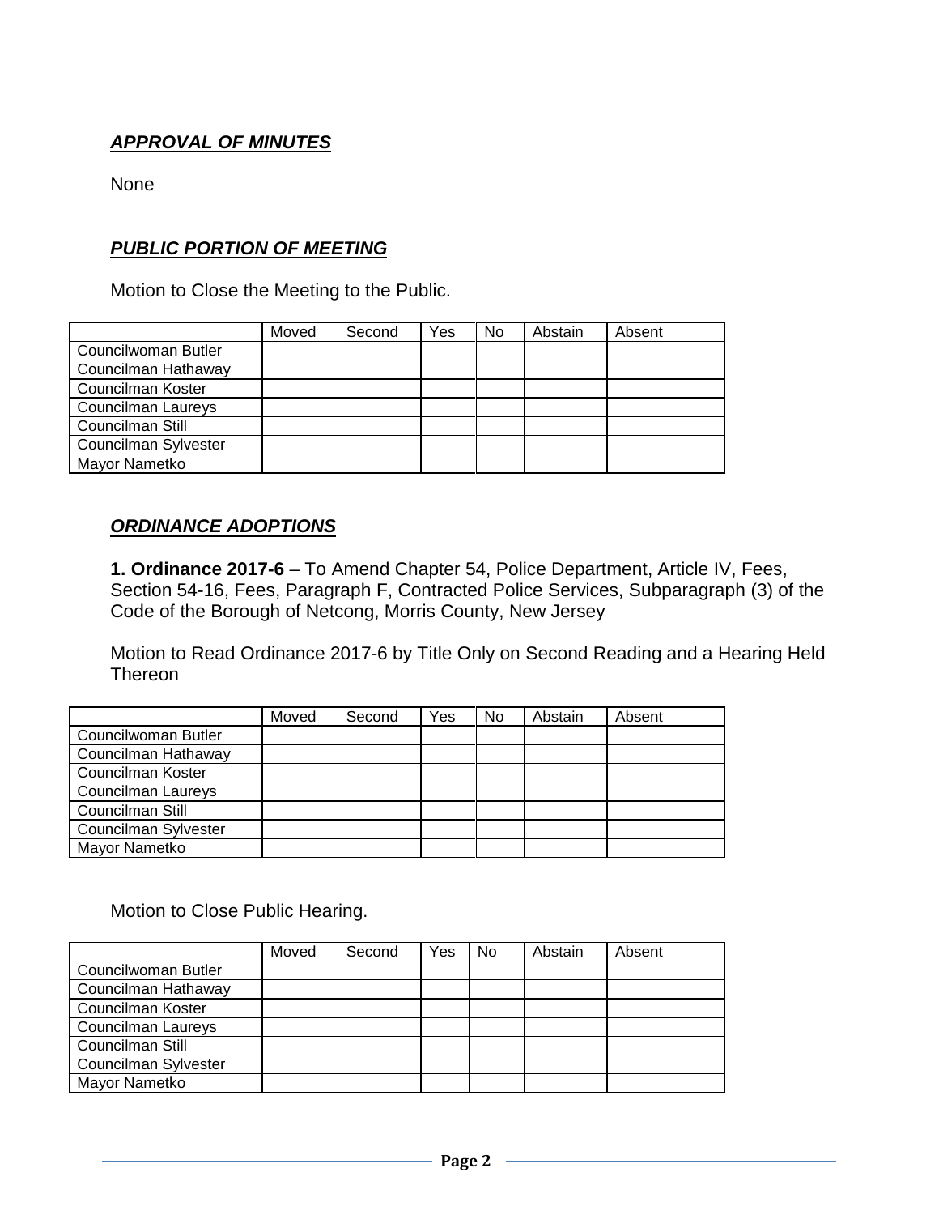***APPROVAL OF MINUTES***

None

***PUBLIC PORTION OF MEETING***

Motion to Close the Meeting to the Public.

| | Moved | Second | Yes | No | Abstain | Absent |
|---|---|---|---|---|---|---|
| Councilwoman Butler | | | | | | |
| Councilman Hathaway | | | | | | |
| Councilman Koster | | | | | | |
| Councilman Laureys | | | | | | |
| Councilman Still | | | | | | |
| Councilman Sylvester | | | | | | |
| Mayor Nametko | | | | | | |

***ORDINANCE ADOPTIONS***

**1. Ordinance 2017-6** – To Amend Chapter 54, Police Department, Article IV, Fees, Section 54-16, Fees, Paragraph F, Contracted Police Services, Subparagraph (3) of the Code of the Borough of Netcong, Morris County, New Jersey

Motion to Read Ordinance 2017-6 by Title Only on Second Reading and a Hearing Held Thereon

| | Moved | Second | Yes | No | Abstain | Absent |
|---|---|---|---|---|---|---|
| Councilwoman Butler | | | | | | |
| Councilman Hathaway | | | | | | |
| Councilman Koster | | | | | | |
| Councilman Laureys | | | | | | |
| Councilman Still | | | | | | |
| Councilman Sylvester | | | | | | |
| Mayor Nametko | | | | | | |

Motion to Close Public Hearing.

| | Moved | Second | Yes | No | Abstain | Absent |
|---|---|---|---|---|---|---|
| Councilwoman Butler | | | | | | |
| Councilman Hathaway | | | | | | |
| Councilman Koster | | | | | | |
| Councilman Laureys | | | | | | |
| Councilman Still | | | | | | |
| Councilman Sylvester | | | | | | |
| Mayor Nametko | | | | | | |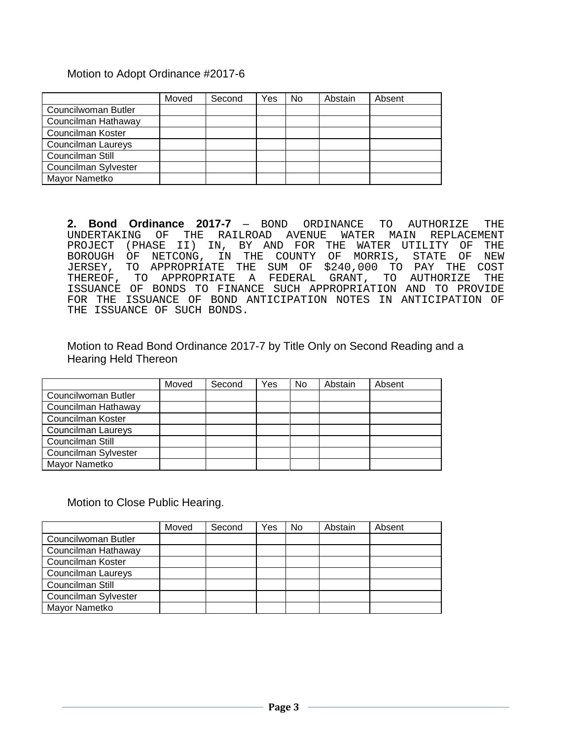Motion to Adopt Ordinance #2017-6

| | Moved | Second | Yes | No | Abstain | Absent |
|---|---|---|---|---|---|---|
| Councilwoman Butler | | | | | | |
| Councilman Hathaway | | | | | | |
| Councilman Koster | | | | | | |
| Councilman Laureys | | | | | | |
| Councilman Still | | | | | | |
| Councilman Sylvester | | | | | | |
| Mayor Nametko | | | | | | |

**2. Bond Ordinance 2017-7** – BOND ORDINANCE TO AUTHORIZE THE UNDERTAKING OF THE RAILROAD AVENUE WATER MAIN REPLACEMENT PROJECT (PHASE II) IN, BY AND FOR THE WATER UTILITY OF THE BOROUGH OF NETCONG, IN THE COUNTY OF MORRIS, STATE OF NEW JERSEY, TO APPROPRIATE THE SUM OF $240,000 TO PAY THE COST THEREOF, TO APPROPRIATE A FEDERAL GRANT, TO AUTHORIZE THE ISSUANCE OF BONDS TO FINANCE SUCH APPROPRIATION AND TO PROVIDE FOR THE ISSUANCE OF BOND ANTICIPATION NOTES IN ANTICIPATION OF THE ISSUANCE OF SUCH BONDS.

Motion to Read Bond Ordinance 2017-7 by Title Only on Second Reading and a Hearing Held Thereon

| | Moved | Second | Yes | No | Abstain | Absent |
|---|---|---|---|---|---|---|
| Councilwoman Butler | | | | | | |
| Councilman Hathaway | | | | | | |
| Councilman Koster | | | | | | |
| Councilman Laureys | | | | | | |
| Councilman Still | | | | | | |
| Councilman Sylvester | | | | | | |
| Mayor Nametko | | | | | | |

Motion to Close Public Hearing.

| | Moved | Second | Yes | No | Abstain | Absent |
|---|---|---|---|---|---|---|
| Councilwoman Butler | | | | | | |
| Councilman Hathaway | | | | | | |
| Councilman Koster | | | | | | |
| Councilman Laureys | | | | | | |
| Councilman Still | | | | | | |
| Councilman Sylvester | | | | | | |
| Mayor Nametko | | | | | | |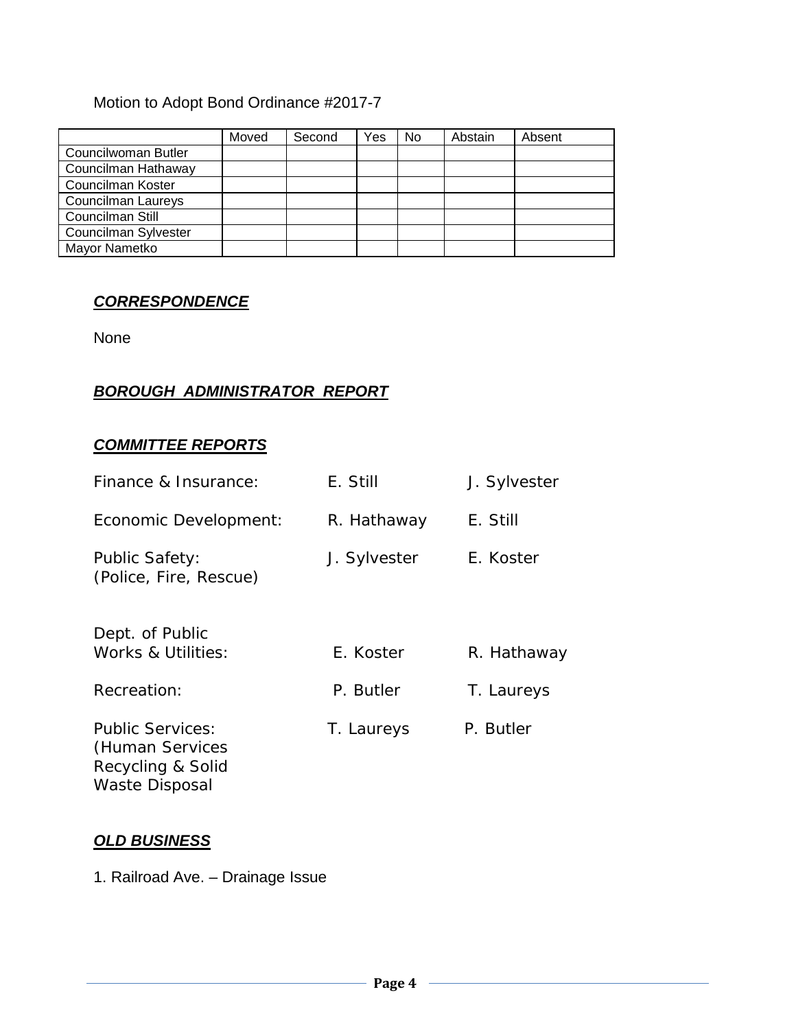Motion to Adopt Bond Ordinance #2017-7

| | Moved | Second | Yes | No | Abstain | Absent |
|---|---|---|---|---|---|---|
| Councilwoman Butler | | | | | | |
| Councilman Hathaway | | | | | | |
| Councilman Koster | | | | | | |
| Councilman Laureys | | | | | | |
| Councilman Still | | | | | | |
| Councilman Sylvester | | | | | | |
| Mayor Nametko | | | | | | |

***CORRESPONDENCE***

None

***BOROUGH ADMINISTRATOR REPORT***

***COMMITTEE REPORTS***

| | | |
|---|---|---|
| Finance & Insurance: | E. Still | J. Sylvester |
| Economic Development: | R. Hathaway | E. Still |
| Public Safety: (Police, Fire, Rescue) | J. Sylvester | E. Koster |
| Dept. of Public Works & Utilities: | E. Koster | R. Hathaway |
| Recreation: | P. Butler | T. Laureys |
| Public Services: (Human Services Recycling & Solid Waste Disposal | T. Laureys | P. Butler |

***OLD BUSINESS***

1. Railroad Ave. – Drainage Issue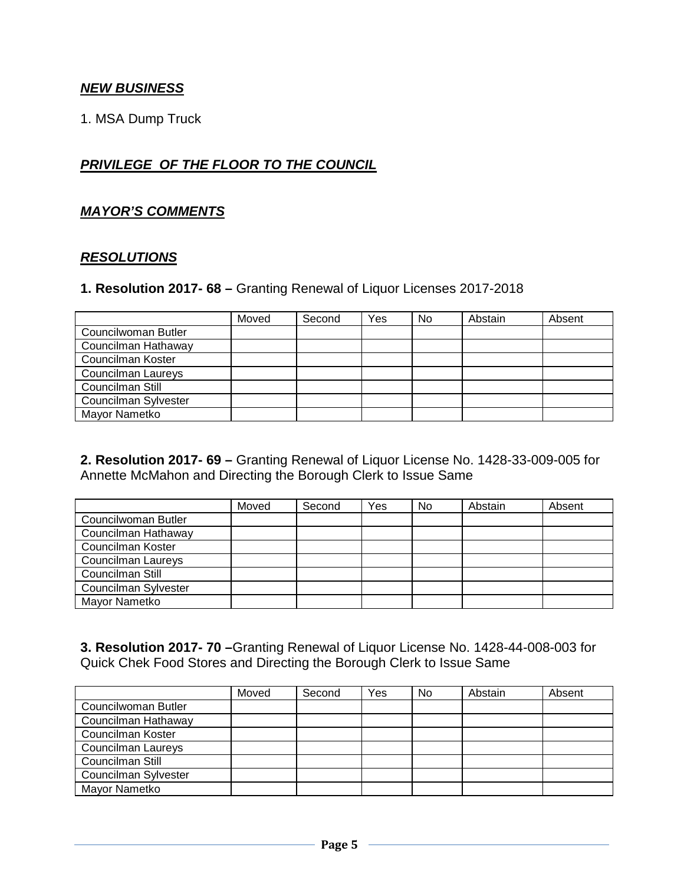***NEW BUSINESS***

1. MSA Dump Truck

***PRIVILEGE OF THE FLOOR TO THE COUNCIL***

***MAYOR'S COMMENTS***

***RESOLUTIONS***

**1. Resolution 2017- 68 –** Granting Renewal of Liquor Licenses 2017-2018

| | Moved | Second | Yes | No | Abstain | Absent |
|---|---|---|---|---|---|---|
| Councilwoman Butler | | | | | | |
| Councilman Hathaway | | | | | | |
| Councilman Koster | | | | | | |
| Councilman Laureys | | | | | | |
| Councilman Still | | | | | | |
| Councilman Sylvester | | | | | | |
| Mayor Nametko | | | | | | |

**2. Resolution 2017- 69 –** Granting Renewal of Liquor License No. 1428-33-009-005 for Annette McMahon and Directing the Borough Clerk to Issue Same

| | Moved | Second | Yes | No | Abstain | Absent |
|---|---|---|---|---|---|---|
| Councilwoman Butler | | | | | | |
| Councilman Hathaway | | | | | | |
| Councilman Koster | | | | | | |
| Councilman Laureys | | | | | | |
| Councilman Still | | | | | | |
| Councilman Sylvester | | | | | | |
| Mayor Nametko | | | | | | |

**3. Resolution 2017- 70 –**Granting Renewal of Liquor License No. 1428-44-008-003 for Quick Chek Food Stores and Directing the Borough Clerk to Issue Same

| | Moved | Second | Yes | No | Abstain | Absent |
|---|---|---|---|---|---|---|
| Councilwoman Butler | | | | | | |
| Councilman Hathaway | | | | | | |
| Councilman Koster | | | | | | |
| Councilman Laureys | | | | | | |
| Councilman Still | | | | | | |
| Councilman Sylvester | | | | | | |
| Mayor Nametko | | | | | | |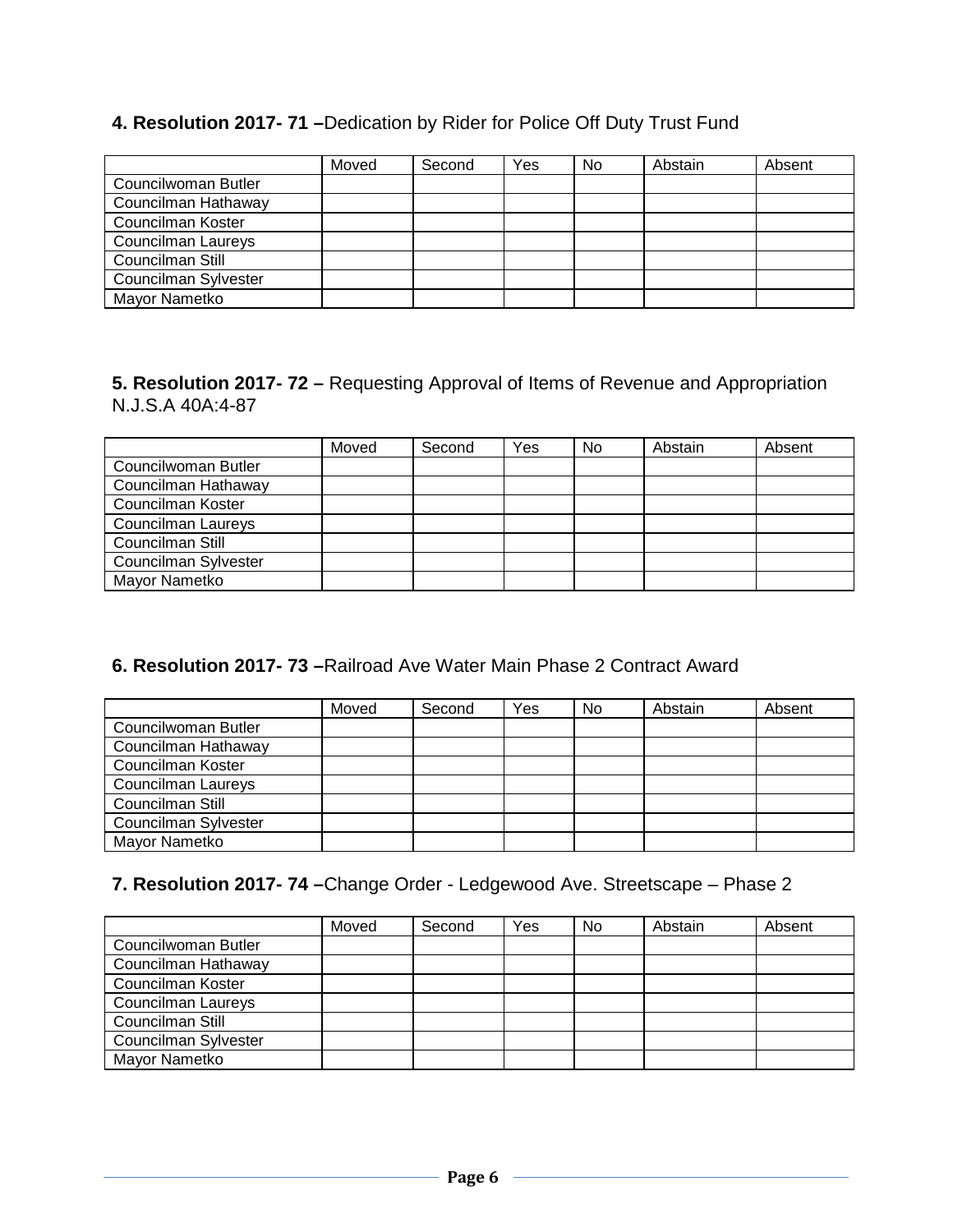**4. Resolution 2017- 71 –**Dedication by Rider for Police Off Duty Trust Fund

| | Moved | Second | Yes | No | Abstain | Absent |
|---|---|---|---|---|---|---|
| Councilwoman Butler | | | | | | |
| Councilman Hathaway | | | | | | |
| Councilman Koster | | | | | | |
| Councilman Laureys | | | | | | |
| Councilman Still | | | | | | |
| Councilman Sylvester | | | | | | |
| Mayor Nametko | | | | | | |

**5. Resolution 2017- 72 –** Requesting Approval of Items of Revenue and Appropriation N.J.S.A 40A:4-87

| | Moved | Second | Yes | No | Abstain | Absent |
|---|---|---|---|---|---|---|
| Councilwoman Butler | | | | | | |
| Councilman Hathaway | | | | | | |
| Councilman Koster | | | | | | |
| Councilman Laureys | | | | | | |
| Councilman Still | | | | | | |
| Councilman Sylvester | | | | | | |
| Mayor Nametko | | | | | | |

**6. Resolution 2017- 73 –**Railroad Ave Water Main Phase 2 Contract Award

| | Moved | Second | Yes | No | Abstain | Absent |
|---|---|---|---|---|---|---|
| Councilwoman Butler | | | | | | |
| Councilman Hathaway | | | | | | |
| Councilman Koster | | | | | | |
| Councilman Laureys | | | | | | |
| Councilman Still | | | | | | |
| Councilman Sylvester | | | | | | |
| Mayor Nametko | | | | | | |

**7. Resolution 2017- 74 –**Change Order - Ledgewood Ave. Streetscape – Phase 2

| | Moved | Second | Yes | No | Abstain | Absent |
|---|---|---|---|---|---|---|
| Councilwoman Butler | | | | | | |
| Councilman Hathaway | | | | | | |
| Councilman Koster | | | | | | |
| Councilman Laureys | | | | | | |
| Councilman Still | | | | | | |
| Councilman Sylvester | | | | | | |
| Mayor Nametko | | | | | | |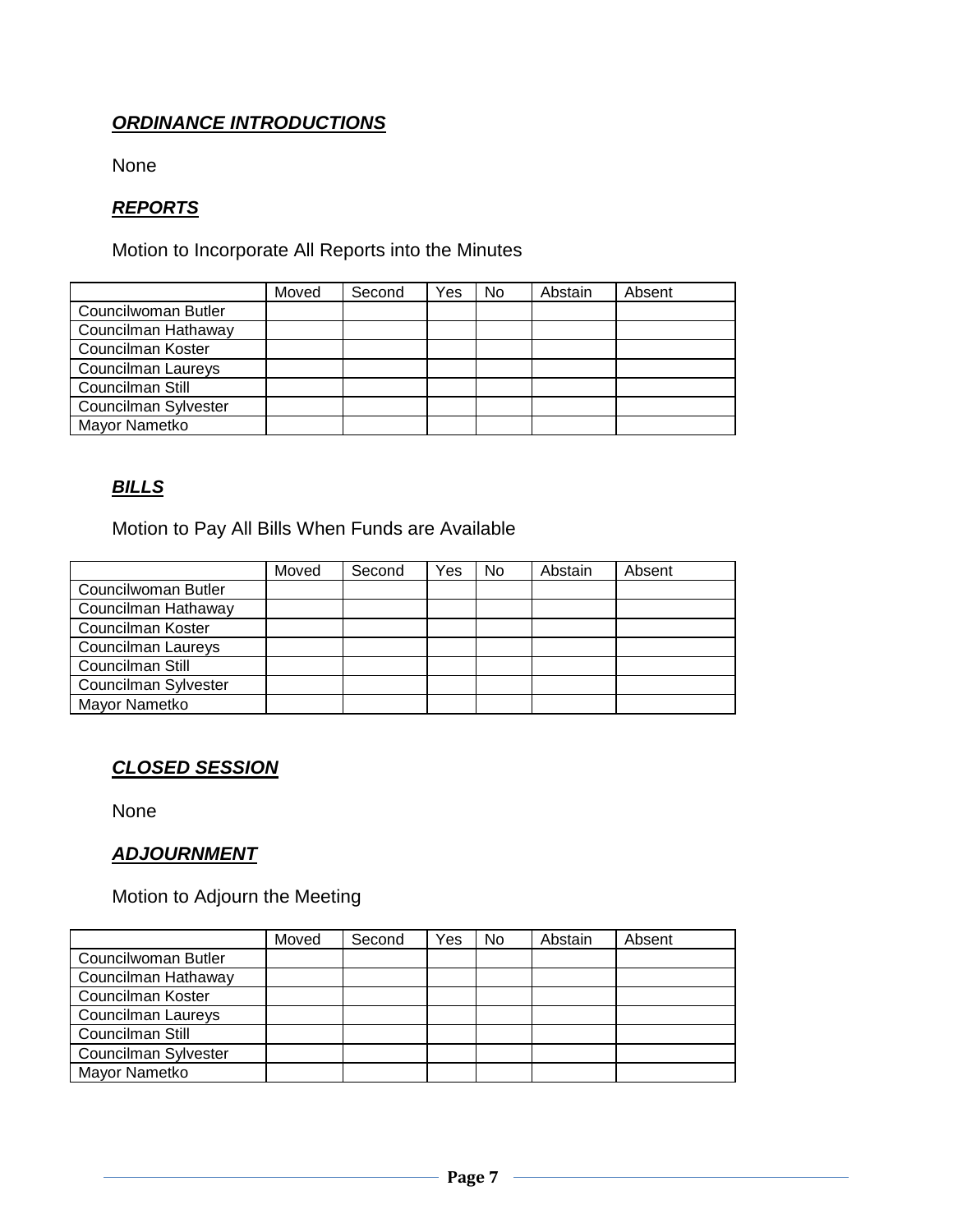## ***ORDINANCE INTRODUCTIONS***

None

## ***REPORTS***

Motion to Incorporate All Reports into the Minutes

| | Moved | Second | Yes | No | Abstain | Absent |
|---|---|---|---|---|---|---|
| Councilwoman Butler | | | | | | |
| Councilman Hathaway | | | | | | |
| Councilman Koster | | | | | | |
| Councilman Laureys | | | | | | |
| Councilman Still | | | | | | |
| Councilman Sylvester | | | | | | |
| Mayor Nametko | | | | | | |

## ***BILLS***

Motion to Pay All Bills When Funds are Available

| | Moved | Second | Yes | No | Abstain | Absent |
|---|---|---|---|---|---|---|
| Councilwoman Butler | | | | | | |
| Councilman Hathaway | | | | | | |
| Councilman Koster | | | | | | |
| Councilman Laureys | | | | | | |
| Councilman Still | | | | | | |
| Councilman Sylvester | | | | | | |
| Mayor Nametko | | | | | | |

## ***CLOSED SESSION***

None

## ***ADJOURNMENT***

Motion to Adjourn the Meeting

| | Moved | Second | Yes | No | Abstain | Absent |
|---|---|---|---|---|---|---|
| Councilwoman Butler | | | | | | |
| Councilman Hathaway | | | | | | |
| Councilman Koster | | | | | | |
| Councilman Laureys | | | | | | |
| Councilman Still | | | | | | |
| Councilman Sylvester | | | | | | |
| Mayor Nametko | | | | | | |